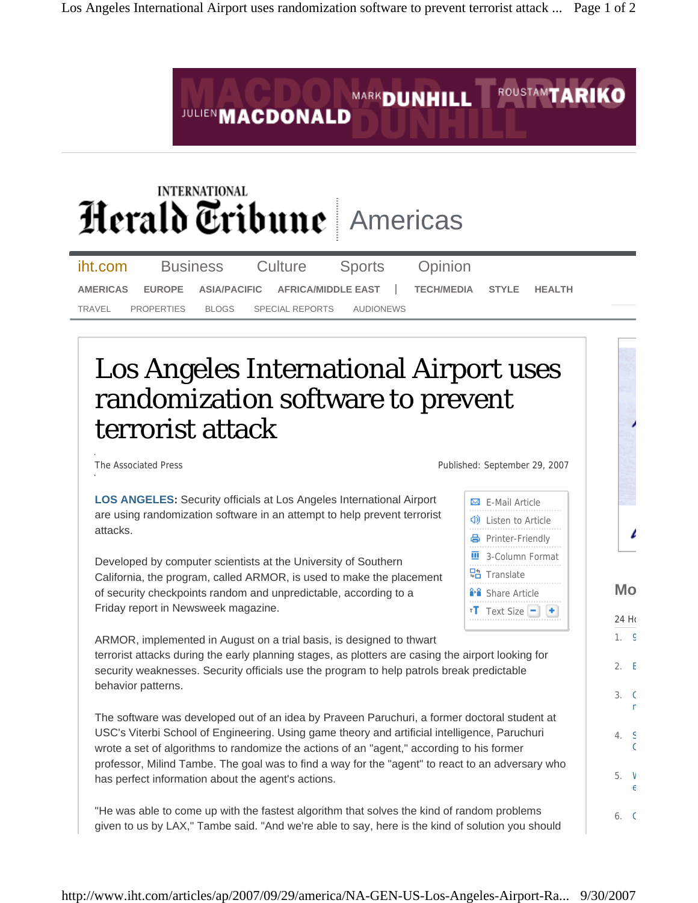# Los Angeles International Airport uses randomization software to prevent terrorist attack

The Associated Press

Published: September 29, 2007

**LOS ANGELES:** Security officials at Los Angeles International Airport are using randomization software in an attempt to help prevent terrorist attacks.

Developed by computer scientists at the University of Southern California, the program, called ARMOR, is used to make the placement of security checkpoints random and unpredictable, according to a Friday report in Newsweek magazine.

ARMOR, implemented in August on a trial basis, is designed to thwart terrorist attacks during the early planning stages, as plotters are casing the airport looking for security weaknesses. Security officials use the program to help patrols break predictable behavior patterns.

The software was developed out of an idea by Praveen Paruchuri, a former doctoral student at USC's Viterbi School of Engineering. Using game theory and artificial intelligence, Paruchuri wrote a set of algorithms to randomize the actions of an "agent," according to his former professor, Milind Tambe. The goal was to find a way for the "agent" to react to an adversary who has perfect information about the agent's actions.

"He was able to come up with the fastest algorithm that solves the kind of random problems given to us by LAX," Tambe said. "And we're able to say, here is the kind of solution you should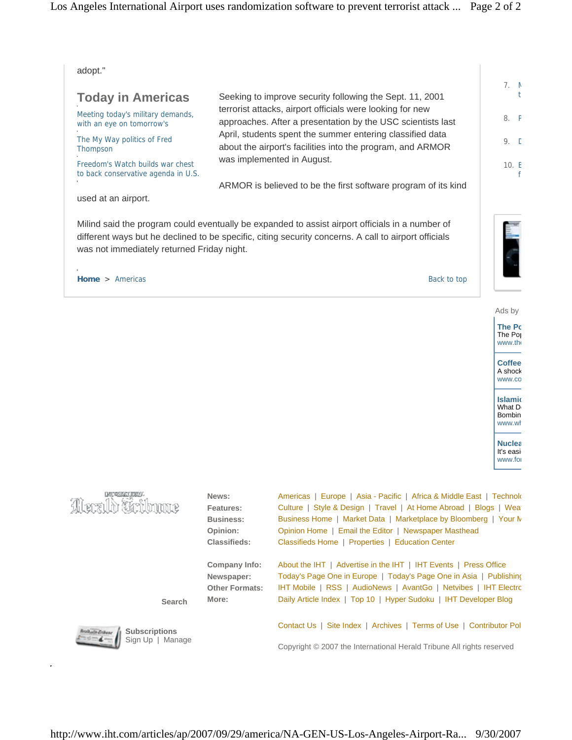adopt."

## Today in Americas

- Meeting today's military demands, with an eye on tomorrow's
- The My Way politics of Fred Thompson
- Freedom's Watch builds war chest to back conservative agenda in U.S.

Seeking to improve security following the Sept. 11, 2001 terrorist attacks, airport officials were looking for new approaches. After a presentation by the USC scientists last April, students spent the summer entering classified data about the airport's facilities into the program, and ARMOR was implemented in August.

ARMOR is believed to be the first software program of its kind used at an airport.

Milind said the program could eventually be expanded to assist airport officials in a number of different ways but he declined to be specific, citing security concerns. A call to airport officials was not immediately returned Friday night.

**Home** > Americas

Back to top

Ads by

**The Po**
The Po
www.th

**Coffee**
A shock
www.co

**Islamic**
What D
Bombin
www.wh

**Nuclea**
It's easi
www.fo

**News:** Americas | Europe | Asia - Pacific | Africa & Middle East | Technol
**Features:** Culture | Style & Design | Travel | At Home Abroad | Blogs | Wea
**Business:** Business Home | Market Data | Marketplace by Bloomberg | Your M
**Opinion:** Opinion Home | Email the Editor | Newspaper Masthead
**Classifieds:** Classifieds Home | Properties | Education Center

**Company Info:** About the IHT | Advertise in the IHT | IHT Events | Press Office
**Newspaper:** Today's Page One in Europe | Today's Page One in Asia | Publishing
**Other Formats:** IHT Mobile | RSS | AudioNews | AvantGo | Netvibes | IHT Electro
**More:** Daily Article Index | Top 10 | Hyper Sudoku | IHT Developer Blog

Search

**Subscriptions**
Sign Up | Manage

Contact Us | Site Index | Archives | Terms of Use | Contributor Pol

Copyright © 2007 the International Herald Tribune All rights reserved